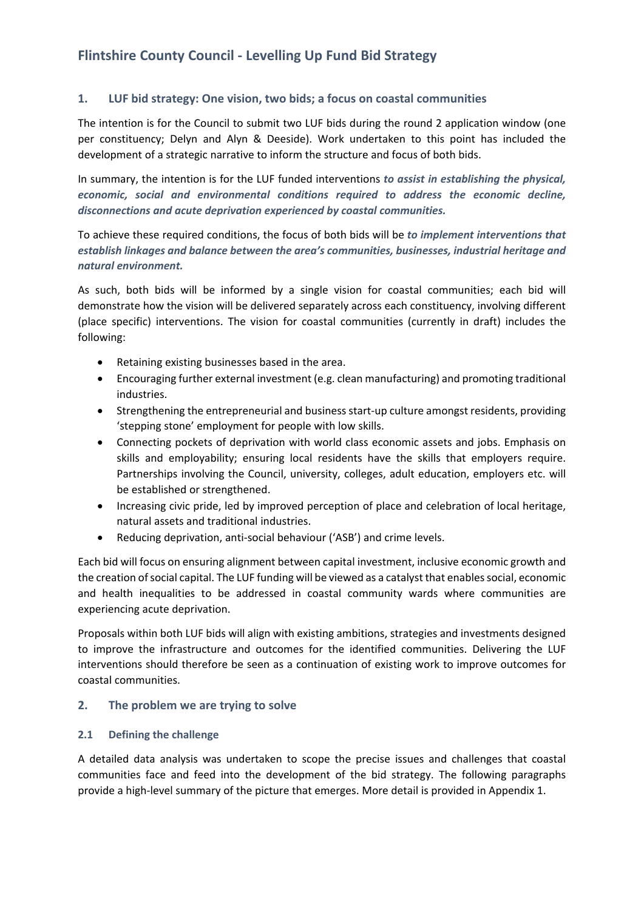# Flintshire County Council - Levelling Up Fund Bid Strategy

## 1. LUF bid strategy: One vision, two bids; a focus on coastal communities

The intention is for the Council to submit two LUF bids during the round 2 application window (one per constituency; Delyn and Alyn & Deeside). Work undertaken to this point has included the development of a strategic narrative to inform the structure and focus of both bids.

In summary, the intention is for the LUF funded interventions ***to assist in establishing the physical, economic, social and environmental conditions required to address the economic decline, disconnections and acute deprivation experienced by coastal communities.***

To achieve these required conditions, the focus of both bids will be ***to implement interventions that establish linkages and balance between the area's communities, businesses, industrial heritage and natural environment.***

As such, both bids will be informed by a single vision for coastal communities; each bid will demonstrate how the vision will be delivered separately across each constituency, involving different (place specific) interventions. The vision for coastal communities (currently in draft) includes the following:

- Retaining existing businesses based in the area.
- Encouraging further external investment (e.g. clean manufacturing) and promoting traditional industries.
- Strengthening the entrepreneurial and business start-up culture amongst residents, providing 'stepping stone' employment for people with low skills.
- Connecting pockets of deprivation with world class economic assets and jobs. Emphasis on skills and employability; ensuring local residents have the skills that employers require. Partnerships involving the Council, university, colleges, adult education, employers etc. will be established or strengthened.
- Increasing civic pride, led by improved perception of place and celebration of local heritage, natural assets and traditional industries.
- Reducing deprivation, anti-social behaviour ('ASB') and crime levels.

Each bid will focus on ensuring alignment between capital investment, inclusive economic growth and the creation of social capital. The LUF funding will be viewed as a catalyst that enables social, economic and health inequalities to be addressed in coastal community wards where communities are experiencing acute deprivation.

Proposals within both LUF bids will align with existing ambitions, strategies and investments designed to improve the infrastructure and outcomes for the identified communities. Delivering the LUF interventions should therefore be seen as a continuation of existing work to improve outcomes for coastal communities.

## 2. The problem we are trying to solve

### 2.1 Defining the challenge

A detailed data analysis was undertaken to scope the precise issues and challenges that coastal communities face and feed into the development of the bid strategy. The following paragraphs provide a high-level summary of the picture that emerges. More detail is provided in Appendix 1.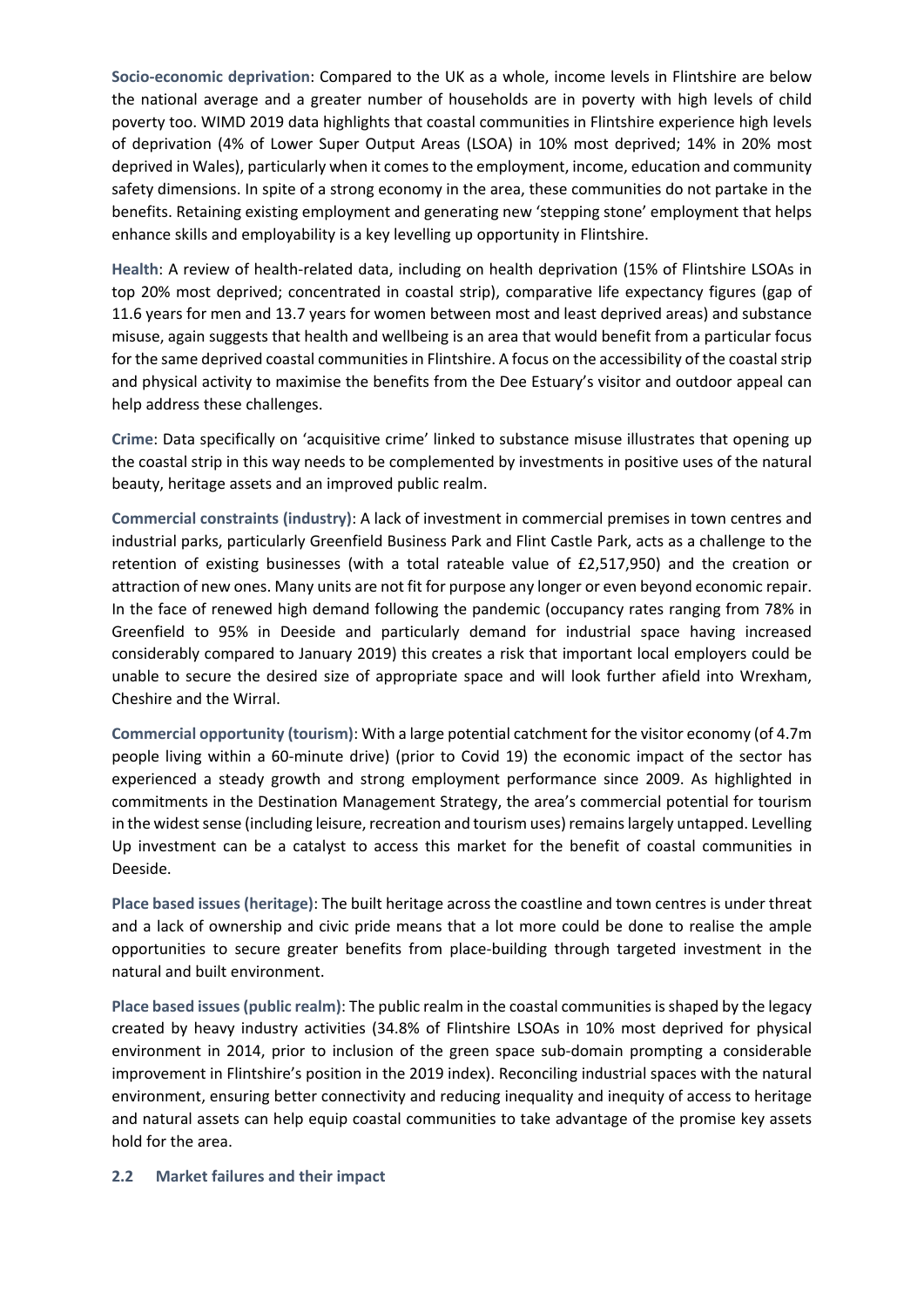**Socio-economic deprivation**: Compared to the UK as a whole, income levels in Flintshire are below the national average and a greater number of households are in poverty with high levels of child poverty too. WIMD 2019 data highlights that coastal communities in Flintshire experience high levels of deprivation (4% of Lower Super Output Areas (LSOA) in 10% most deprived; 14% in 20% most deprived in Wales), particularly when it comes to the employment, income, education and community safety dimensions. In spite of a strong economy in the area, these communities do not partake in the benefits. Retaining existing employment and generating new 'stepping stone' employment that helps enhance skills and employability is a key levelling up opportunity in Flintshire.

**Health**: A review of health-related data, including on health deprivation (15% of Flintshire LSOAs in top 20% most deprived; concentrated in coastal strip), comparative life expectancy figures (gap of 11.6 years for men and 13.7 years for women between most and least deprived areas) and substance misuse, again suggests that health and wellbeing is an area that would benefit from a particular focus for the same deprived coastal communities in Flintshire. A focus on the accessibility of the coastal strip and physical activity to maximise the benefits from the Dee Estuary's visitor and outdoor appeal can help address these challenges.

**Crime**: Data specifically on 'acquisitive crime' linked to substance misuse illustrates that opening up the coastal strip in this way needs to be complemented by investments in positive uses of the natural beauty, heritage assets and an improved public realm.

**Commercial constraints (industry)**: A lack of investment in commercial premises in town centres and industrial parks, particularly Greenfield Business Park and Flint Castle Park, acts as a challenge to the retention of existing businesses (with a total rateable value of £2,517,950) and the creation or attraction of new ones. Many units are not fit for purpose any longer or even beyond economic repair. In the face of renewed high demand following the pandemic (occupancy rates ranging from 78% in Greenfield to 95% in Deeside and particularly demand for industrial space having increased considerably compared to January 2019) this creates a risk that important local employers could be unable to secure the desired size of appropriate space and will look further afield into Wrexham, Cheshire and the Wirral.

**Commercial opportunity (tourism)**: With a large potential catchment for the visitor economy (of 4.7m people living within a 60-minute drive) (prior to Covid 19) the economic impact of the sector has experienced a steady growth and strong employment performance since 2009. As highlighted in commitments in the Destination Management Strategy, the area's commercial potential for tourism in the widest sense (including leisure, recreation and tourism uses) remains largely untapped. Levelling Up investment can be a catalyst to access this market for the benefit of coastal communities in Deeside.

**Place based issues (heritage)**: The built heritage across the coastline and town centres is under threat and a lack of ownership and civic pride means that a lot more could be done to realise the ample opportunities to secure greater benefits from place-building through targeted investment in the natural and built environment.

**Place based issues (public realm)**: The public realm in the coastal communities is shaped by the legacy created by heavy industry activities (34.8% of Flintshire LSOAs in 10% most deprived for physical environment in 2014, prior to inclusion of the green space sub-domain prompting a considerable improvement in Flintshire's position in the 2019 index). Reconciling industrial spaces with the natural environment, ensuring better connectivity and reducing inequality and inequity of access to heritage and natural assets can help equip coastal communities to take advantage of the promise key assets hold for the area.

## 2.2 Market failures and their impact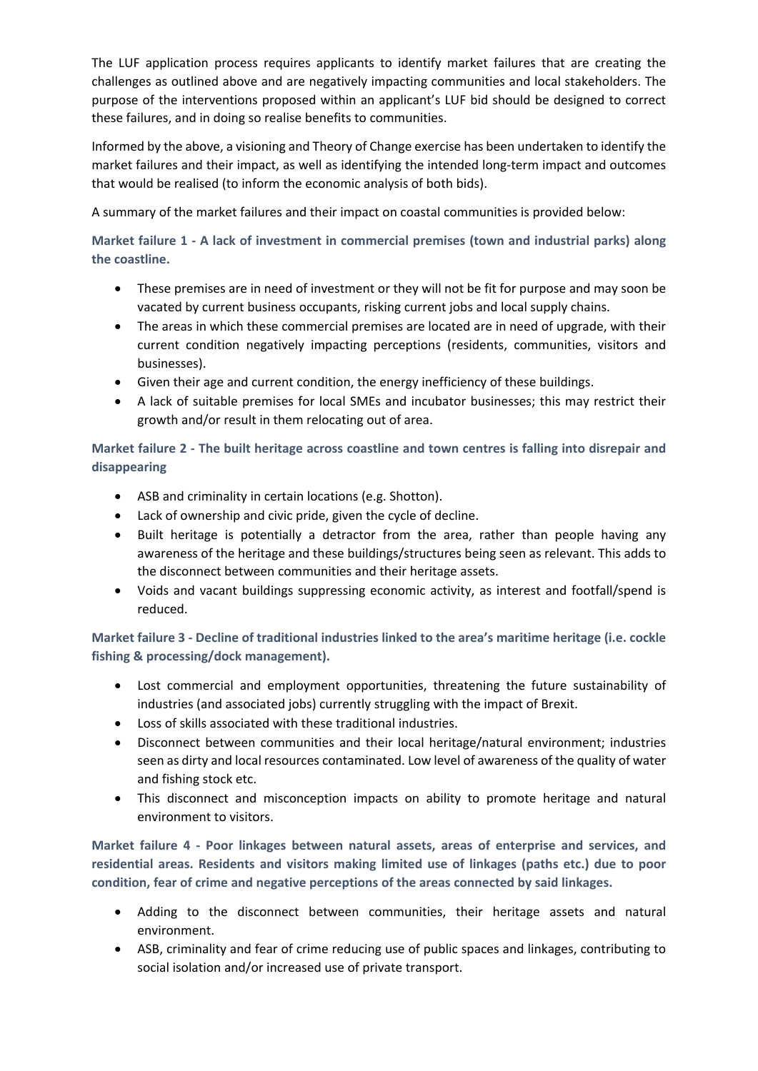The LUF application process requires applicants to identify market failures that are creating the challenges as outlined above and are negatively impacting communities and local stakeholders. The purpose of the interventions proposed within an applicant's LUF bid should be designed to correct these failures, and in doing so realise benefits to communities.

Informed by the above, a visioning and Theory of Change exercise has been undertaken to identify the market failures and their impact, as well as identifying the intended long-term impact and outcomes that would be realised (to inform the economic analysis of both bids).

A summary of the market failures and their impact on coastal communities is provided below:

**Market failure 1 - A lack of investment in commercial premises (town and industrial parks) along the coastline.**

- These premises are in need of investment or they will not be fit for purpose and may soon be vacated by current business occupants, risking current jobs and local supply chains.
- The areas in which these commercial premises are located are in need of upgrade, with their current condition negatively impacting perceptions (residents, communities, visitors and businesses).
- Given their age and current condition, the energy inefficiency of these buildings.
- A lack of suitable premises for local SMEs and incubator businesses; this may restrict their growth and/or result in them relocating out of area.

**Market failure 2 - The built heritage across coastline and town centres is falling into disrepair and disappearing**

- ASB and criminality in certain locations (e.g. Shotton).
- Lack of ownership and civic pride, given the cycle of decline.
- Built heritage is potentially a detractor from the area, rather than people having any awareness of the heritage and these buildings/structures being seen as relevant. This adds to the disconnect between communities and their heritage assets.
- Voids and vacant buildings suppressing economic activity, as interest and footfall/spend is reduced.

**Market failure 3 - Decline of traditional industries linked to the area's maritime heritage (i.e. cockle fishing & processing/dock management).**

- Lost commercial and employment opportunities, threatening the future sustainability of industries (and associated jobs) currently struggling with the impact of Brexit.
- Loss of skills associated with these traditional industries.
- Disconnect between communities and their local heritage/natural environment; industries seen as dirty and local resources contaminated. Low level of awareness of the quality of water and fishing stock etc.
- This disconnect and misconception impacts on ability to promote heritage and natural environment to visitors.

**Market failure 4 - Poor linkages between natural assets, areas of enterprise and services, and residential areas. Residents and visitors making limited use of linkages (paths etc.) due to poor condition, fear of crime and negative perceptions of the areas connected by said linkages.**

- Adding to the disconnect between communities, their heritage assets and natural environment.
- ASB, criminality and fear of crime reducing use of public spaces and linkages, contributing to social isolation and/or increased use of private transport.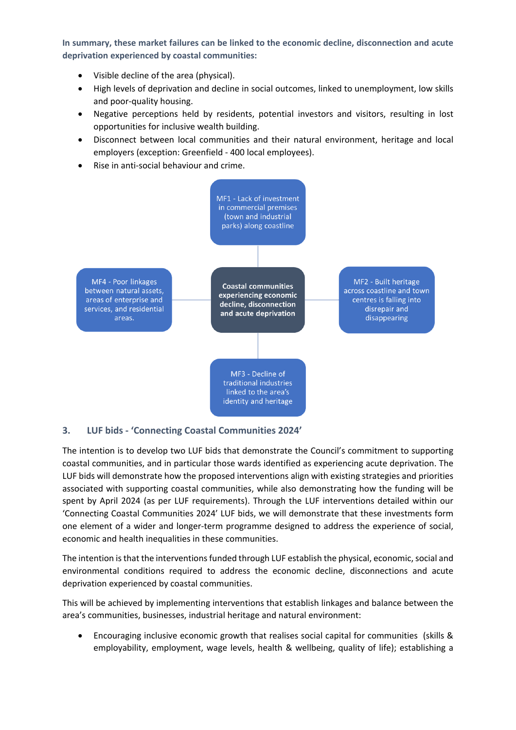**In summary, these market failures can be linked to the economic decline, disconnection and acute deprivation experienced by coastal communities:**

- Visible decline of the area (physical).
- High levels of deprivation and decline in social outcomes, linked to unemployment, low skills and poor-quality housing.
- Negative perceptions held by residents, potential investors and visitors, resulting in lost opportunities for inclusive wealth building.
- Disconnect between local communities and their natural environment, heritage and local employers (exception: Greenfield - 400 local employees).
- Rise in anti-social behaviour and crime.

MF1 - Lack of investment in commercial premises (town and industrial parks) along coastline

MF4 - Poor linkages between natural assets, areas of enterprise and services, and residential areas.

**Coastal communities experiencing economic decline, disconnection and acute deprivation**

MF2 - Built heritage across coastline and town centres is falling into disrepair and disappearing

MF3 - Decline of traditional industries linked to the area's identity and heritage

## 3. LUF bids - 'Connecting Coastal Communities 2024'

The intention is to develop two LUF bids that demonstrate the Council's commitment to supporting coastal communities, and in particular those wards identified as experiencing acute deprivation. The LUF bids will demonstrate how the proposed interventions align with existing strategies and priorities associated with supporting coastal communities, while also demonstrating how the funding will be spent by April 2024 (as per LUF requirements). Through the LUF interventions detailed within our 'Connecting Coastal Communities 2024' LUF bids, we will demonstrate that these investments form one element of a wider and longer-term programme designed to address the experience of social, economic and health inequalities in these communities.

The intention is that the interventions funded through LUF establish the physical, economic, social and environmental conditions required to address the economic decline, disconnections and acute deprivation experienced by coastal communities.

This will be achieved by implementing interventions that establish linkages and balance between the area's communities, businesses, industrial heritage and natural environment:

- Encouraging inclusive economic growth that realises social capital for communities (skills & employability, employment, wage levels, health & wellbeing, quality of life); establishing a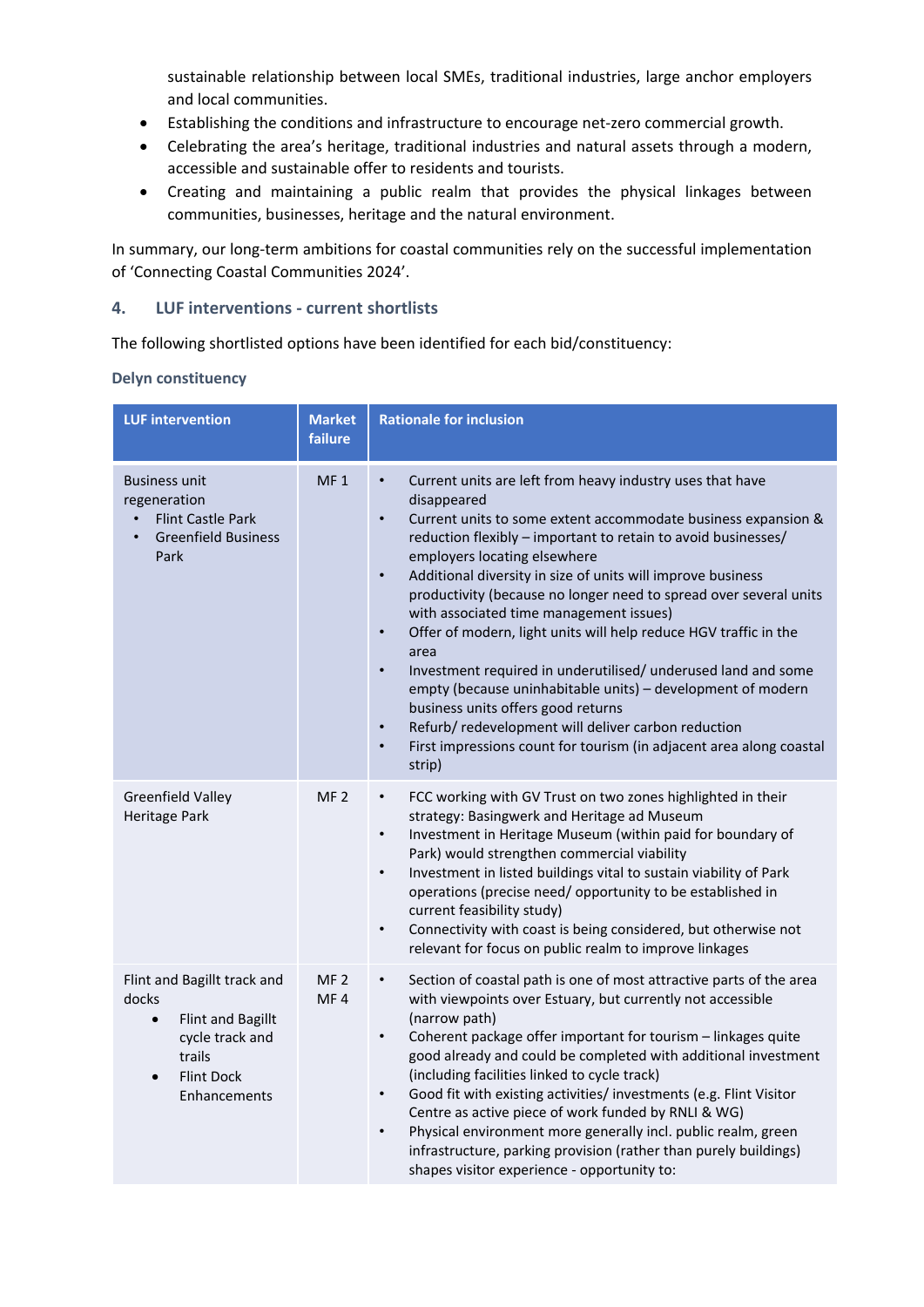sustainable relationship between local SMEs, traditional industries, large anchor employers and local communities.

- Establishing the conditions and infrastructure to encourage net-zero commercial growth.
- Celebrating the area's heritage, traditional industries and natural assets through a modern, accessible and sustainable offer to residents and tourists.
- Creating and maintaining a public realm that provides the physical linkages between communities, businesses, heritage and the natural environment.

In summary, our long-term ambitions for coastal communities rely on the successful implementation of 'Connecting Coastal Communities 2024'.

## 4. LUF interventions - current shortlists

The following shortlisted options have been identified for each bid/constituency:

### Delyn constituency

| LUF intervention | Market failure | Rationale for inclusion |
|---|---|---|
| Business unit regeneration<br>• Flint Castle Park<br>• Greenfield Business Park | MF 1 | • Current units are left from heavy industry uses that have disappeared<br>• Current units to some extent accommodate business expansion & reduction flexibly – important to retain to avoid businesses/ employers locating elsewhere<br>• Additional diversity in size of units will improve business productivity (because no longer need to spread over several units with associated time management issues)<br>• Offer of modern, light units will help reduce HGV traffic in the area<br>• Investment required in underutilised/ underused land and some empty (because uninhabitable units) – development of modern business units offers good returns<br>• Refurb/ redevelopment will deliver carbon reduction<br>• First impressions count for tourism (in adjacent area along coastal strip) |
| Greenfield Valley Heritage Park | MF 2 | • FCC working with GV Trust on two zones highlighted in their strategy: Basingwerk and Heritage ad Museum<br>• Investment in Heritage Museum (within paid for boundary of Park) would strengthen commercial viability<br>• Investment in listed buildings vital to sustain viability of Park operations (precise need/ opportunity to be established in current feasibility study)<br>• Connectivity with coast is being considered, but otherwise not relevant for focus on public realm to improve linkages |
| Flint and Bagillt track and docks<br>• Flint and Bagillt cycle track and trails<br>• Flint Dock Enhancements | MF 2<br>MF 4 | • Section of coastal path is one of most attractive parts of the area with viewpoints over Estuary, but currently not accessible (narrow path)<br>• Coherent package offer important for tourism – linkages quite good already and could be completed with additional investment (including facilities linked to cycle track)<br>• Good fit with existing activities/ investments (e.g. Flint Visitor Centre as active piece of work funded by RNLI & WG)<br>• Physical environment more generally incl. public realm, green infrastructure, parking provision (rather than purely buildings) shapes visitor experience - opportunity to: |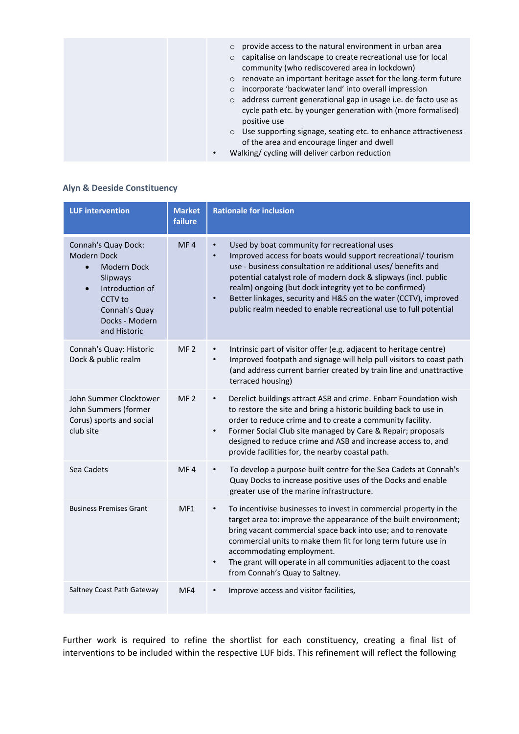| | | ○ provide access to the natural environment in urban area<br>○ capitalise on landscape to create recreational use for local community (who rediscovered area in lockdown)<br>○ renovate an important heritage asset for the long-term future<br>○ incorporate 'backwater land' into overall impression<br>○ address current generational gap in usage i.e. de facto use as cycle path etc. by younger generation with (more formalised) positive use<br>○ Use supporting signage, seating etc. to enhance attractiveness of the area and encourage linger and dwell<br>• Walking/ cycling will deliver carbon reduction |
|---|---|---|

### Alyn & Deeside Constituency

| LUF intervention | Market failure | Rationale for inclusion |
|---|---|---|
| Connah's Quay Dock: Modern Dock<br>• Modern Dock Slipways<br>• Introduction of CCTV to Connah's Quay Docks - Modern and Historic | MF 4 | • Used by boat community for recreational uses<br>• Improved access for boats would support recreational/ tourism use - business consultation re additional uses/ benefits and potential catalyst role of modern dock & slipways (incl. public realm) ongoing (but dock integrity yet to be confirmed)<br>• Better linkages, security and H&S on the water (CCTV), improved public realm needed to enable recreational use to full potential |
| Connah's Quay: Historic Dock & public realm | MF 2 | • Intrinsic part of visitor offer (e.g. adjacent to heritage centre)<br>• Improved footpath and signage will help pull visitors to coast path (and address current barrier created by train line and unattractive terraced housing) |
| John Summer Clocktower John Summers (former Corus) sports and social club site | MF 2 | • Derelict buildings attract ASB and crime. Enbarr Foundation wish to restore the site and bring a historic building back to use in order to reduce crime and to create a community facility.<br>• Former Social Club site managed by Care & Repair; proposals designed to reduce crime and ASB and increase access to, and provide facilities for, the nearby coastal path. |
| Sea Cadets | MF 4 | • To develop a purpose built centre for the Sea Cadets at Connah's Quay Docks to increase positive uses of the Docks and enable greater use of the marine infrastructure. |
| Business Premises Grant | MF1 | • To incentivise businesses to invest in commercial property in the target area to: improve the appearance of the built environment; bring vacant commercial space back into use; and to renovate commercial units to make them fit for long term future use in accommodating employment.<br>• The grant will operate in all communities adjacent to the coast from Connah's Quay to Saltney. |
| Saltney Coast Path Gateway | MF4 | • Improve access and visitor facilities, |

Further work is required to refine the shortlist for each constituency, creating a final list of interventions to be included within the respective LUF bids. This refinement will reflect the following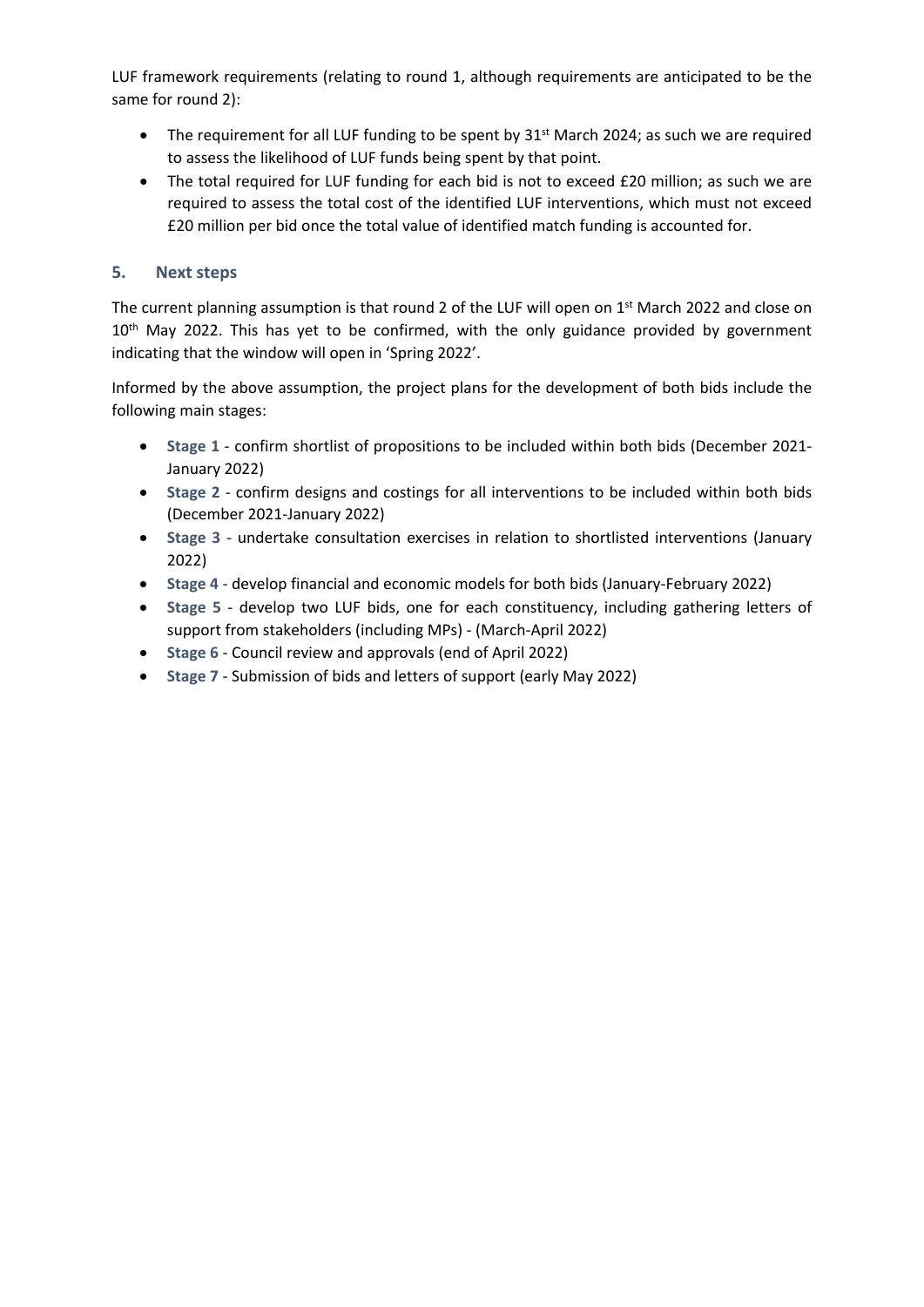LUF framework requirements (relating to round 1, although requirements are anticipated to be the same for round 2):

- The requirement for all LUF funding to be spent by 31st March 2024; as such we are required to assess the likelihood of LUF funds being spent by that point.
- The total required for LUF funding for each bid is not to exceed £20 million; as such we are required to assess the total cost of the identified LUF interventions, which must not exceed £20 million per bid once the total value of identified match funding is accounted for.

## 5. Next steps

The current planning assumption is that round 2 of the LUF will open on 1st March 2022 and close on 10th May 2022. This has yet to be confirmed, with the only guidance provided by government indicating that the window will open in 'Spring 2022'.

Informed by the above assumption, the project plans for the development of both bids include the following main stages:

- **Stage 1** - confirm shortlist of propositions to be included within both bids (December 2021-January 2022)
- **Stage 2** - confirm designs and costings for all interventions to be included within both bids (December 2021-January 2022)
- **Stage 3** - undertake consultation exercises in relation to shortlisted interventions (January 2022)
- **Stage 4** - develop financial and economic models for both bids (January-February 2022)
- **Stage 5** - develop two LUF bids, one for each constituency, including gathering letters of support from stakeholders (including MPs) - (March-April 2022)
- **Stage 6** - Council review and approvals (end of April 2022)
- **Stage 7** - Submission of bids and letters of support (early May 2022)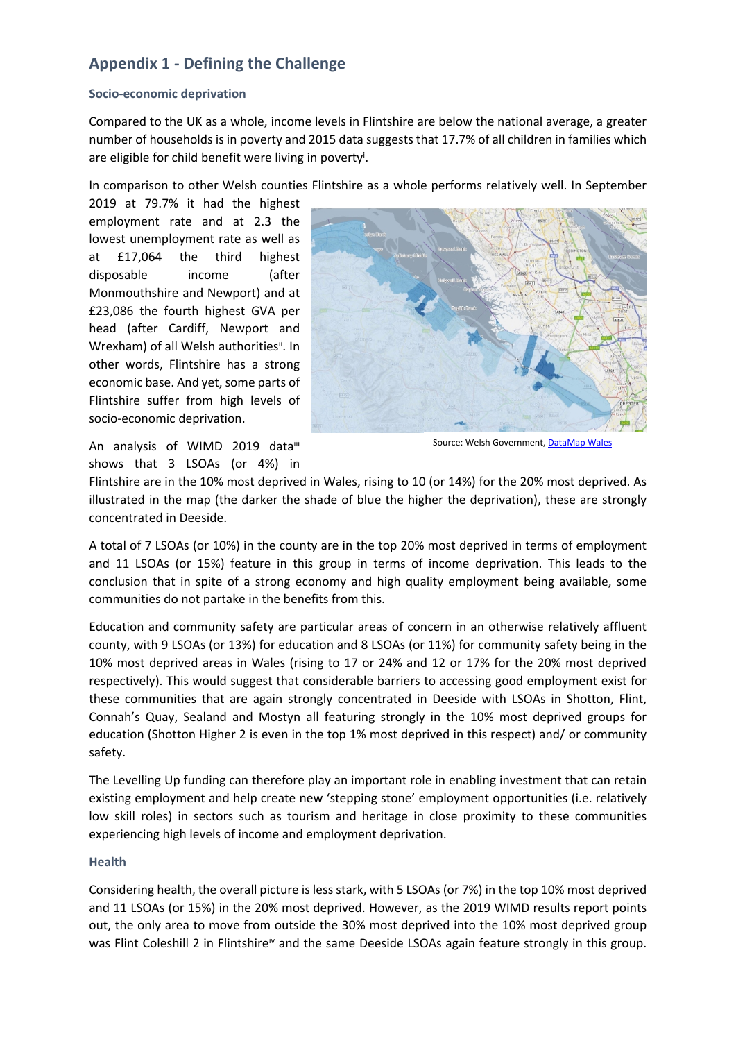## Appendix 1 - Defining the Challenge

### Socio-economic deprivation

Compared to the UK as a whole, income levels in Flintshire are below the national average, a greater number of households is in poverty and 2015 data suggests that 17.7% of all children in families which are eligible for child benefit were living in poverty[i].

In comparison to other Welsh counties Flintshire as a whole performs relatively well. In September 2019 at 79.7% it had the highest employment rate and at 2.3 the lowest unemployment rate as well as at £17,064 the third highest disposable income (after Monmouthshire and Newport) and at £23,086 the fourth highest GVA per head (after Cardiff, Newport and Wrexham) of all Welsh authorities[ii]. In other words, Flintshire has a strong economic base. And yet, some parts of Flintshire suffer from high levels of socio-economic deprivation.

Source: Welsh Government, DataMap Wales

An analysis of WIMD 2019 data[iii] shows that 3 LSOAs (or 4%) in Flintshire are in the 10% most deprived in Wales, rising to 10 (or 14%) for the 20% most deprived. As illustrated in the map (the darker the shade of blue the higher the deprivation), these are strongly concentrated in Deeside.

A total of 7 LSOAs (or 10%) in the county are in the top 20% most deprived in terms of employment and 11 LSOAs (or 15%) feature in this group in terms of income deprivation. This leads to the conclusion that in spite of a strong economy and high quality employment being available, some communities do not partake in the benefits from this.

Education and community safety are particular areas of concern in an otherwise relatively affluent county, with 9 LSOAs (or 13%) for education and 8 LSOAs (or 11%) for community safety being in the 10% most deprived areas in Wales (rising to 17 or 24% and 12 or 17% for the 20% most deprived respectively). This would suggest that considerable barriers to accessing good employment exist for these communities that are again strongly concentrated in Deeside with LSOAs in Shotton, Flint, Connah's Quay, Sealand and Mostyn all featuring strongly in the 10% most deprived groups for education (Shotton Higher 2 is even in the top 1% most deprived in this respect) and/ or community safety.

The Levelling Up funding can therefore play an important role in enabling investment that can retain existing employment and help create new 'stepping stone' employment opportunities (i.e. relatively low skill roles) in sectors such as tourism and heritage in close proximity to these communities experiencing high levels of income and employment deprivation.

### Health

Considering health, the overall picture is less stark, with 5 LSOAs (or 7%) in the top 10% most deprived and 11 LSOAs (or 15%) in the 20% most deprived. However, as the 2019 WIMD results report points out, the only area to move from outside the 30% most deprived into the 10% most deprived group was Flint Coleshill 2 in Flintshire[iv] and the same Deeside LSOAs again feature strongly in this group.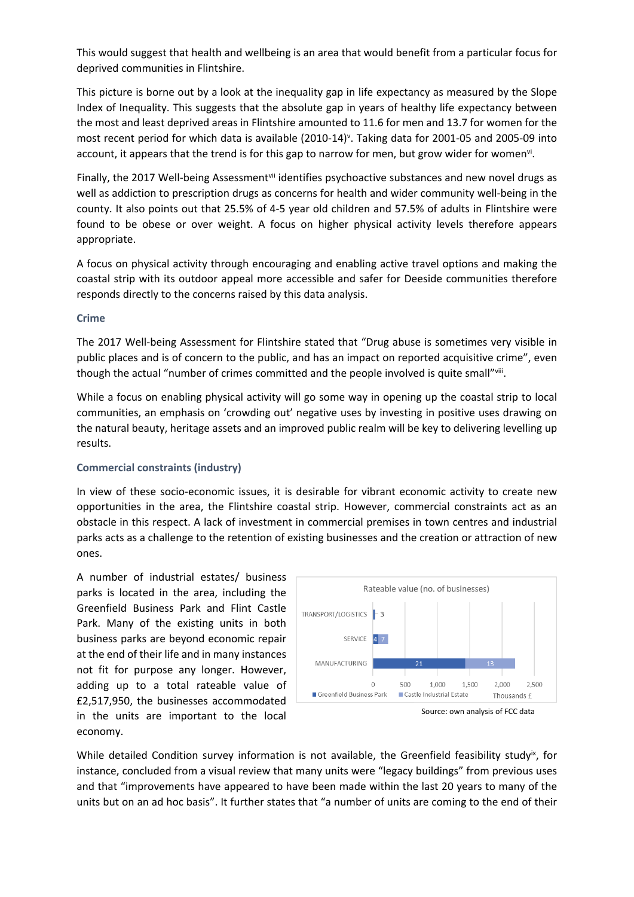This would suggest that health and wellbeing is an area that would benefit from a particular focus for deprived communities in Flintshire.

This picture is borne out by a look at the inequality gap in life expectancy as measured by the Slope Index of Inequality. This suggests that the absolute gap in years of healthy life expectancy between the most and least deprived areas in Flintshire amounted to 11.6 for men and 13.7 for women for the most recent period for which data is available (2010-14)[v]. Taking data for 2001-05 and 2005-09 into account, it appears that the trend is for this gap to narrow for men, but grow wider for women[vi].

Finally, the 2017 Well-being Assessment[vii] identifies psychoactive substances and new novel drugs as well as addiction to prescription drugs as concerns for health and wider community well-being in the county. It also points out that 25.5% of 4-5 year old children and 57.5% of adults in Flintshire were found to be obese or over weight. A focus on higher physical activity levels therefore appears appropriate.

A focus on physical activity through encouraging and enabling active travel options and making the coastal strip with its outdoor appeal more accessible and safer for Deeside communities therefore responds directly to the concerns raised by this data analysis.

### Crime

The 2017 Well-being Assessment for Flintshire stated that "Drug abuse is sometimes very visible in public places and is of concern to the public, and has an impact on reported acquisitive crime", even though the actual "number of crimes committed and the people involved is quite small"[viii].

While a focus on enabling physical activity will go some way in opening up the coastal strip to local communities, an emphasis on 'crowding out' negative uses by investing in positive uses drawing on the natural beauty, heritage assets and an improved public realm will be key to delivering levelling up results.

### Commercial constraints (industry)

In view of these socio-economic issues, it is desirable for vibrant economic activity to create new opportunities in the area, the Flintshire coastal strip. However, commercial constraints act as an obstacle in this respect. A lack of investment in commercial premises in town centres and industrial parks acts as a challenge to the retention of existing businesses and the creation or attraction of new ones.

A number of industrial estates/ business parks is located in the area, including the Greenfield Business Park and Flint Castle Park. Many of the existing units in both business parks are beyond economic repair at the end of their life and in many instances not fit for purpose any longer. However, adding up to a total rateable value of £2,517,950, the businesses accommodated in the units are important to the local economy.

Rateable value (no. of businesses)

| Sector | Greenfield Business Park | Castle Industrial Estate |
|---|---|---|
| TRANSPORT/LOGISTICS | 3 | |
| SERVICE | 4 | 7 |
| MANUFACTURING | 21 | 13 |

Thousands £

Source: own analysis of FCC data

While detailed Condition survey information is not available, the Greenfield feasibility study[ix], for instance, concluded from a visual review that many units were "legacy buildings" from previous uses and that "improvements have appeared to have been made within the last 20 years to many of the units but on an ad hoc basis". It further states that "a number of units are coming to the end of their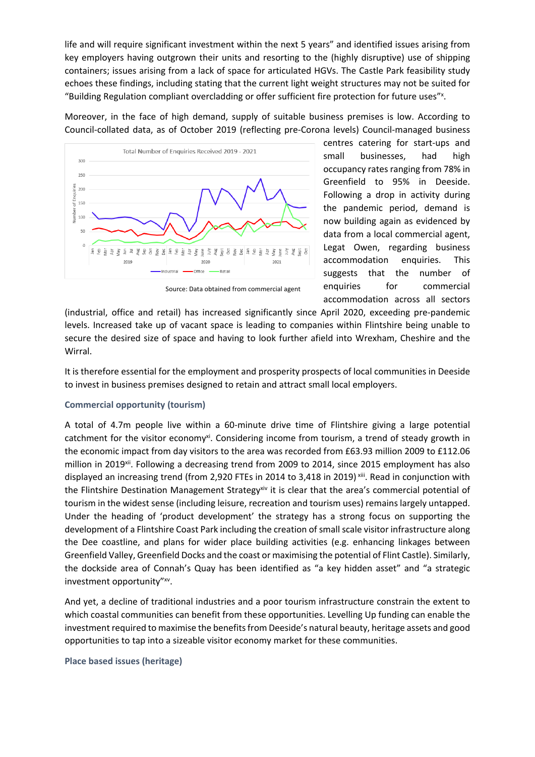life and will require significant investment within the next 5 years" and identified issues arising from key employers having outgrown their units and resorting to the (highly disruptive) use of shipping containers; issues arising from a lack of space for articulated HGVs. The Castle Park feasibility study echoes these findings, including stating that the current light weight structures may not be suited for "Building Regulation compliant overcladding or offer sufficient fire protection for future uses"[x].

Moreover, in the face of high demand, supply of suitable business premises is low. According to Council-collated data, as of October 2019 (reflecting pre-Corona levels) Council-managed business centres catering for start-ups and small businesses, had high occupancy rates ranging from 78% in Greenfield to 95% in Deeside. Following a drop in activity during the pandemic period, demand is now building again as evidenced by data from a local commercial agent, Legat Owen, regarding business accommodation enquiries. This suggests that the number of enquiries for commercial accommodation across all sectors (industrial, office and retail) has increased significantly since April 2020, exceeding pre-pandemic levels. Increased take up of vacant space is leading to companies within Flintshire being unable to secure the desired size of space and having to look further afield into Wrexham, Cheshire and the Wirral.

Total Number of Enquiries Received 2019 - 2021

Source: Data obtained from commercial agent

It is therefore essential for the employment and prosperity prospects of local communities in Deeside to invest in business premises designed to retain and attract small local employers.

### Commercial opportunity (tourism)

A total of 4.7m people live within a 60-minute drive time of Flintshire giving a large potential catchment for the visitor economy[xi]. Considering income from tourism, a trend of steady growth in the economic impact from day visitors to the area was recorded from £63.93 million 2009 to £112.06 million in 2019[xii]. Following a decreasing trend from 2009 to 2014, since 2015 employment has also displayed an increasing trend (from 2,920 FTEs in 2014 to 3,418 in 2019)[xiii]. Read in conjunction with the Flintshire Destination Management Strategy[xiv] it is clear that the area's commercial potential of tourism in the widest sense (including leisure, recreation and tourism uses) remains largely untapped. Under the heading of 'product development' the strategy has a strong focus on supporting the development of a Flintshire Coast Park including the creation of small scale visitor infrastructure along the Dee coastline, and plans for wider place building activities (e.g. enhancing linkages between Greenfield Valley, Greenfield Docks and the coast or maximising the potential of Flint Castle). Similarly, the dockside area of Connah's Quay has been identified as "a key hidden asset" and "a strategic investment opportunity"[xv].

And yet, a decline of traditional industries and a poor tourism infrastructure constrain the extent to which coastal communities can benefit from these opportunities. Levelling Up funding can enable the investment required to maximise the benefits from Deeside's natural beauty, heritage assets and good opportunities to tap into a sizeable visitor economy market for these communities.

### Place based issues (heritage)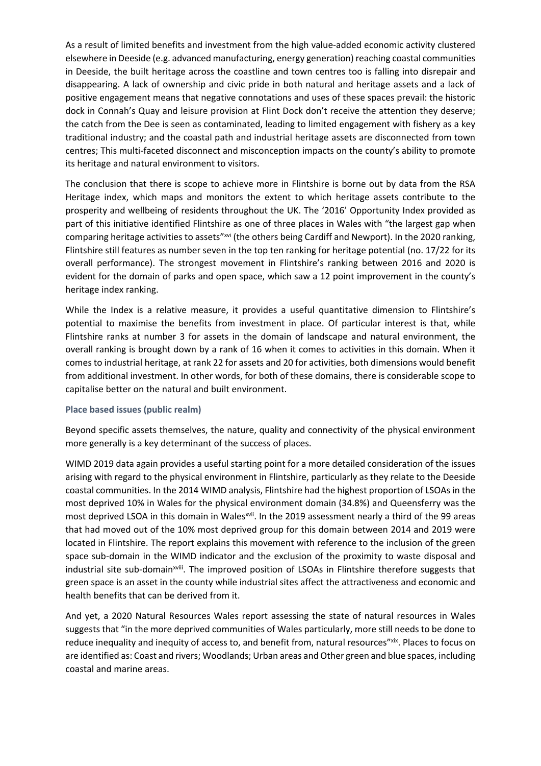As a result of limited benefits and investment from the high value-added economic activity clustered elsewhere in Deeside (e.g. advanced manufacturing, energy generation) reaching coastal communities in Deeside, the built heritage across the coastline and town centres too is falling into disrepair and disappearing. A lack of ownership and civic pride in both natural and heritage assets and a lack of positive engagement means that negative connotations and uses of these spaces prevail: the historic dock in Connah's Quay and leisure provision at Flint Dock don't receive the attention they deserve; the catch from the Dee is seen as contaminated, leading to limited engagement with fishery as a key traditional industry; and the coastal path and industrial heritage assets are disconnected from town centres; This multi-faceted disconnect and misconception impacts on the county's ability to promote its heritage and natural environment to visitors.

The conclusion that there is scope to achieve more in Flintshire is borne out by data from the RSA Heritage index, which maps and monitors the extent to which heritage assets contribute to the prosperity and wellbeing of residents throughout the UK. The '2016' Opportunity Index provided as part of this initiative identified Flintshire as one of three places in Wales with "the largest gap when comparing heritage activities to assets"[xvi] (the others being Cardiff and Newport). In the 2020 ranking, Flintshire still features as number seven in the top ten ranking for heritage potential (no. 17/22 for its overall performance). The strongest movement in Flintshire's ranking between 2016 and 2020 is evident for the domain of parks and open space, which saw a 12 point improvement in the county's heritage index ranking.

While the Index is a relative measure, it provides a useful quantitative dimension to Flintshire's potential to maximise the benefits from investment in place. Of particular interest is that, while Flintshire ranks at number 3 for assets in the domain of landscape and natural environment, the overall ranking is brought down by a rank of 16 when it comes to activities in this domain. When it comes to industrial heritage, at rank 22 for assets and 20 for activities, both dimensions would benefit from additional investment. In other words, for both of these domains, there is considerable scope to capitalise better on the natural and built environment.

#### Place based issues (public realm)

Beyond specific assets themselves, the nature, quality and connectivity of the physical environment more generally is a key determinant of the success of places.

WIMD 2019 data again provides a useful starting point for a more detailed consideration of the issues arising with regard to the physical environment in Flintshire, particularly as they relate to the Deeside coastal communities. In the 2014 WIMD analysis, Flintshire had the highest proportion of LSOAs in the most deprived 10% in Wales for the physical environment domain (34.8%) and Queensferry was the most deprived LSOA in this domain in Wales[xvii]. In the 2019 assessment nearly a third of the 99 areas that had moved out of the 10% most deprived group for this domain between 2014 and 2019 were located in Flintshire. The report explains this movement with reference to the inclusion of the green space sub-domain in the WIMD indicator and the exclusion of the proximity to waste disposal and industrial site sub-domain[xviii]. The improved position of LSOAs in Flintshire therefore suggests that green space is an asset in the county while industrial sites affect the attractiveness and economic and health benefits that can be derived from it.

And yet, a 2020 Natural Resources Wales report assessing the state of natural resources in Wales suggests that "in the more deprived communities of Wales particularly, more still needs to be done to reduce inequality and inequity of access to, and benefit from, natural resources"[xix]. Places to focus on are identified as: Coast and rivers; Woodlands; Urban areas and Other green and blue spaces, including coastal and marine areas.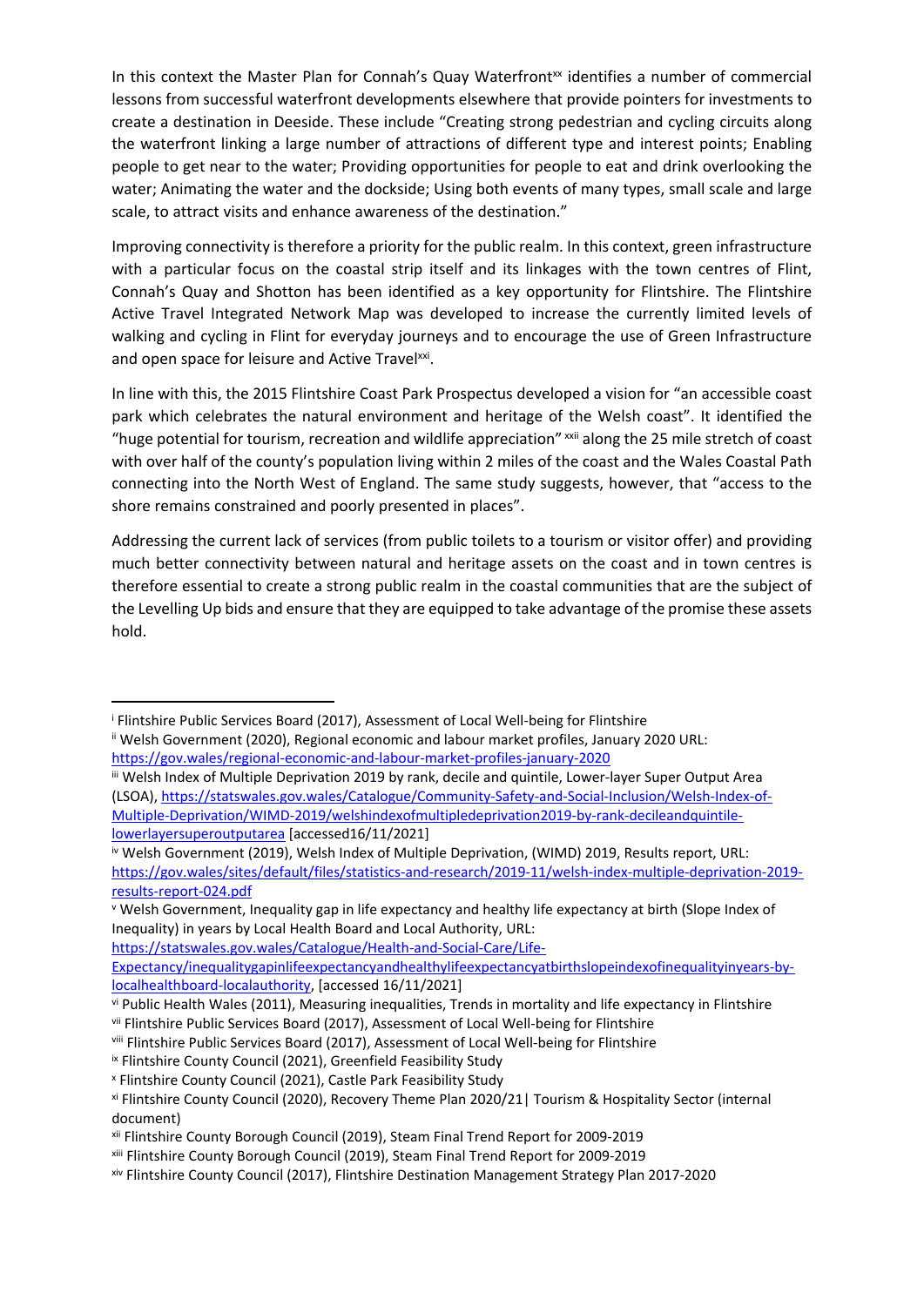In this context the Master Plan for Connah's Quay Waterfront[xx] identifies a number of commercial lessons from successful waterfront developments elsewhere that provide pointers for investments to create a destination in Deeside. These include "Creating strong pedestrian and cycling circuits along the waterfront linking a large number of attractions of different type and interest points; Enabling people to get near to the water; Providing opportunities for people to eat and drink overlooking the water; Animating the water and the dockside; Using both events of many types, small scale and large scale, to attract visits and enhance awareness of the destination."

Improving connectivity is therefore a priority for the public realm. In this context, green infrastructure with a particular focus on the coastal strip itself and its linkages with the town centres of Flint, Connah's Quay and Shotton has been identified as a key opportunity for Flintshire. The Flintshire Active Travel Integrated Network Map was developed to increase the currently limited levels of walking and cycling in Flint for everyday journeys and to encourage the use of Green Infrastructure and open space for leisure and Active Travel[xxi].

In line with this, the 2015 Flintshire Coast Park Prospectus developed a vision for "an accessible coast park which celebrates the natural environment and heritage of the Welsh coast". It identified the "huge potential for tourism, recreation and wildlife appreciation" [xxii] along the 25 mile stretch of coast with over half of the county's population living within 2 miles of the coast and the Wales Coastal Path connecting into the North West of England. The same study suggests, however, that "access to the shore remains constrained and poorly presented in places".

Addressing the current lack of services (from public toilets to a tourism or visitor offer) and providing much better connectivity between natural and heritage assets on the coast and in town centres is therefore essential to create a strong public realm in the coastal communities that are the subject of the Levelling Up bids and ensure that they are equipped to take advantage of the promise these assets hold.

---

[i] Flintshire Public Services Board (2017), Assessment of Local Well-being for Flintshire

[ii] Welsh Government (2020), Regional economic and labour market profiles, January 2020 URL: https://gov.wales/regional-economic-and-labour-market-profiles-january-2020

[iii] Welsh Index of Multiple Deprivation 2019 by rank, decile and quintile, Lower-layer Super Output Area (LSOA), https://statswales.gov.wales/Catalogue/Community-Safety-and-Social-Inclusion/Welsh-Index-of-Multiple-Deprivation/WIMD-2019/welshindexofmultipledeprivation2019-by-rank-decileandquintile-lowerlayersuperoutputarea [accessed16/11/2021]

[iv] Welsh Government (2019), Welsh Index of Multiple Deprivation, (WIMD) 2019, Results report, URL: https://gov.wales/sites/default/files/statistics-and-research/2019-11/welsh-index-multiple-deprivation-2019-results-report-024.pdf

[v] Welsh Government, Inequality gap in life expectancy and healthy life expectancy at birth (Slope Index of Inequality) in years by Local Health Board and Local Authority, URL: https://statswales.gov.wales/Catalogue/Health-and-Social-Care/Life-Expectancy/inequalitygapinlifeexpectancyandhealthylifeexpectancyatbirthslopeindexofinequalityinyears-by-localhealthboard-localauthority, [accessed 16/11/2021]

[vi] Public Health Wales (2011), Measuring inequalities, Trends in mortality and life expectancy in Flintshire

[vii] Flintshire Public Services Board (2017), Assessment of Local Well-being for Flintshire

[viii] Flintshire Public Services Board (2017), Assessment of Local Well-being for Flintshire

[ix] Flintshire County Council (2021), Greenfield Feasibility Study

[x] Flintshire County Council (2021), Castle Park Feasibility Study

[xi] Flintshire County Council (2020), Recovery Theme Plan 2020/21| Tourism & Hospitality Sector (internal document)

[xii] Flintshire County Borough Council (2019), Steam Final Trend Report for 2009-2019

[xiii] Flintshire County Borough Council (2019), Steam Final Trend Report for 2009-2019

[xiv] Flintshire County Council (2017), Flintshire Destination Management Strategy Plan 2017-2020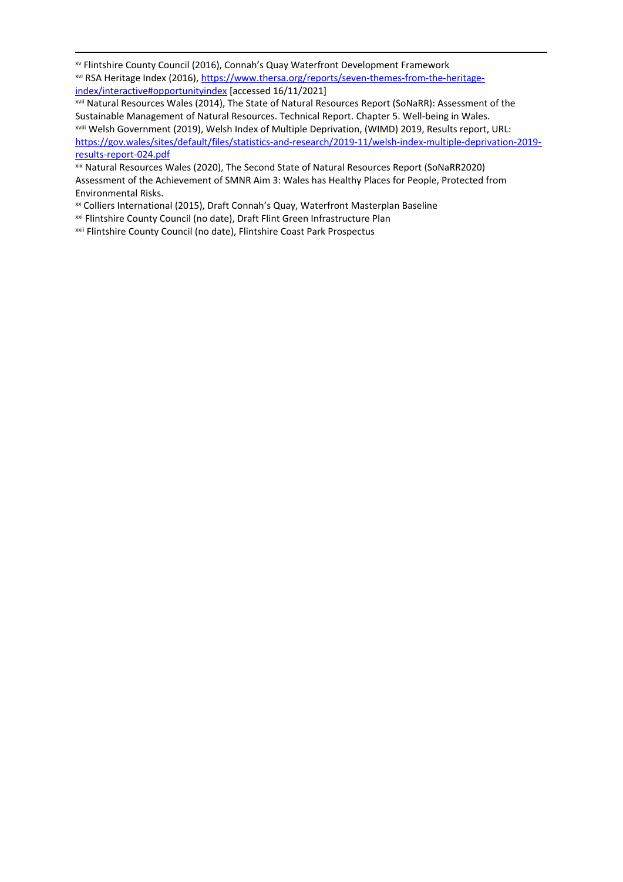[xv] Flintshire County Council (2016), Connah's Quay Waterfront Development Framework

[xvi] RSA Heritage Index (2016), https://www.thersa.org/reports/seven-themes-from-the-heritage-index/interactive#opportunityindex [accessed 16/11/2021]

[xvii] Natural Resources Wales (2014), The State of Natural Resources Report (SoNaRR): Assessment of the Sustainable Management of Natural Resources. Technical Report. Chapter 5. Well-being in Wales.

[xviii] Welsh Government (2019), Welsh Index of Multiple Deprivation, (WIMD) 2019, Results report, URL: https://gov.wales/sites/default/files/statistics-and-research/2019-11/welsh-index-multiple-deprivation-2019-results-report-024.pdf

[xix] Natural Resources Wales (2020), The Second State of Natural Resources Report (SoNaRR2020) Assessment of the Achievement of SMNR Aim 3: Wales has Healthy Places for People, Protected from Environmental Risks.

[xx] Colliers International (2015), Draft Connah's Quay, Waterfront Masterplan Baseline

[xxi] Flintshire County Council (no date), Draft Flint Green Infrastructure Plan

[xxii] Flintshire County Council (no date), Flintshire Coast Park Prospectus